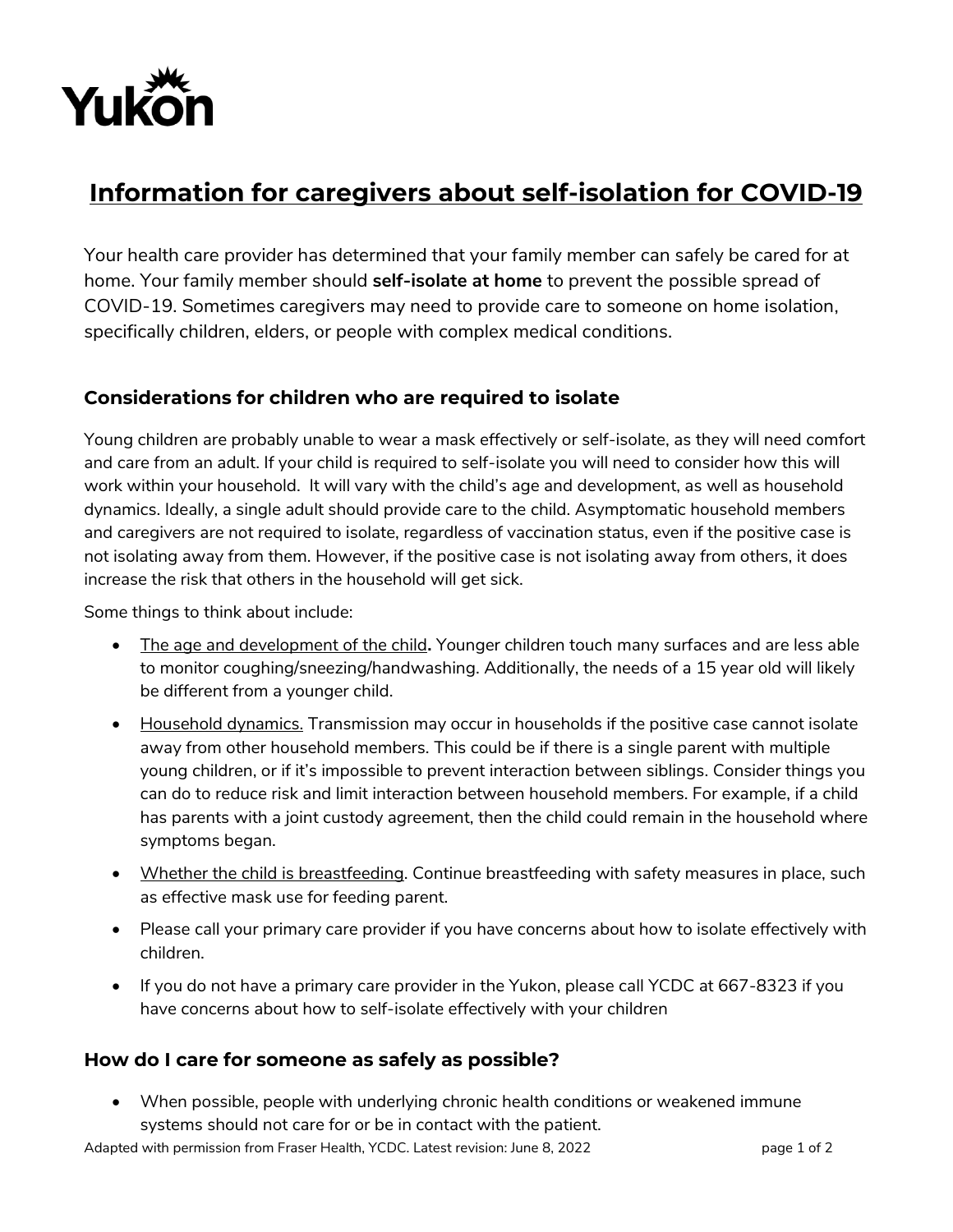# Information for caregivers about self-isolation for COVID-19

Your health care provider has determined that your family member can safely be cared for at home. Your family member should **self-isolate at home** to prevent the possible spread of COVID-19. Sometimes caregivers may need to provide care to someone on home isolation, specifically children, elders, or people with complex medical conditions.

## Considerations for children who are required to isolate

Young children are probably unable to wear a mask effectively or self-isolate, as they will need comfort and care from an adult. If your child is required to self-isolate you will need to consider how this will work within your household. It will vary with the child's age and development, as well as household dynamics. Ideally, a single adult should provide care to the child. Asymptomatic household members and caregivers are not required to isolate, regardless of vaccination status, even if the positive case is not isolating away from them. However, if the positive case is not isolating away from others, it does increase the risk that others in the household will get sick.

Some things to think about include:

- <u>The age and development of the child</u>**.** Younger children touch many surfaces and are less able to monitor coughing/sneezing/handwashing. Additionally, the needs of a 15 year old will likely be different from a younger child.
- <u>Household dynamics.</u> Transmission may occur in households if the positive case cannot isolate away from other household members. This could be if there is a single parent with multiple young children, or if it's impossible to prevent interaction between siblings. Consider things you can do to reduce risk and limit interaction between household members. For example, if a child has parents with a joint custody agreement, then the child could remain in the household where symptoms began.
- <u>Whether the child is breastfeeding</u>. Continue breastfeeding with safety measures in place, such as effective mask use for feeding parent.
- Please call your primary care provider if you have concerns about how to isolate effectively with children.
- If you do not have a primary care provider in the Yukon, please call YCDC at 667-8323 if you have concerns about how to self-isolate effectively with your children

## How do I care for someone as safely as possible?

- When possible, people with underlying chronic health conditions or weakened immune systems should not care for or be in contact with the patient.

Adapted with permission from Fraser Health, YCDC. Latest revision: June 8, 2022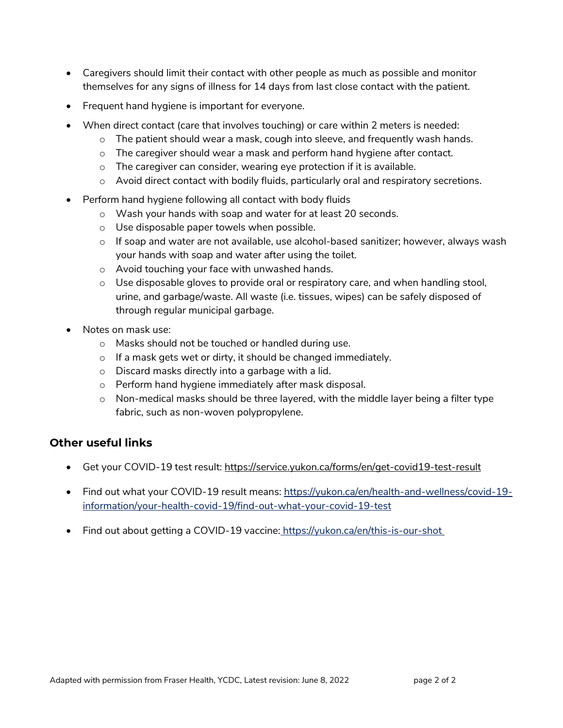- Caregivers should limit their contact with other people as much as possible and monitor themselves for any signs of illness for 14 days from last close contact with the patient.
- Frequent hand hygiene is important for everyone.
- When direct contact (care that involves touching) or care within 2 meters is needed:
  - The patient should wear a mask, cough into sleeve, and frequently wash hands.
  - The caregiver should wear a mask and perform hand hygiene after contact.
  - The caregiver can consider, wearing eye protection if it is available.
  - Avoid direct contact with bodily fluids, particularly oral and respiratory secretions.
- Perform hand hygiene following all contact with body fluids
  - Wash your hands with soap and water for at least 20 seconds.
  - Use disposable paper towels when possible.
  - If soap and water are not available, use alcohol-based sanitizer; however, always wash your hands with soap and water after using the toilet.
  - Avoid touching your face with unwashed hands.
  - Use disposable gloves to provide oral or respiratory care, and when handling stool, urine, and garbage/waste. All waste (i.e. tissues, wipes) can be safely disposed of through regular municipal garbage.
- Notes on mask use:
  - Masks should not be touched or handled during use.
  - If a mask gets wet or dirty, it should be changed immediately.
  - Discard masks directly into a garbage with a lid.
  - Perform hand hygiene immediately after mask disposal.
  - Non-medical masks should be three layered, with the middle layer being a filter type fabric, such as non-woven polypropylene.

### Other useful links

- Get your COVID-19 test result: https://service.yukon.ca/forms/en/get-covid19-test-result
- Find out what your COVID-19 result means: https://yukon.ca/en/health-and-wellness/covid-19-information/your-health-covid-19/find-out-what-your-covid-19-test
- Find out about getting a COVID-19 vaccine: https://yukon.ca/en/this-is-our-shot

Adapted with permission from Fraser Health, YCDC, Latest revision: June 8, 2022